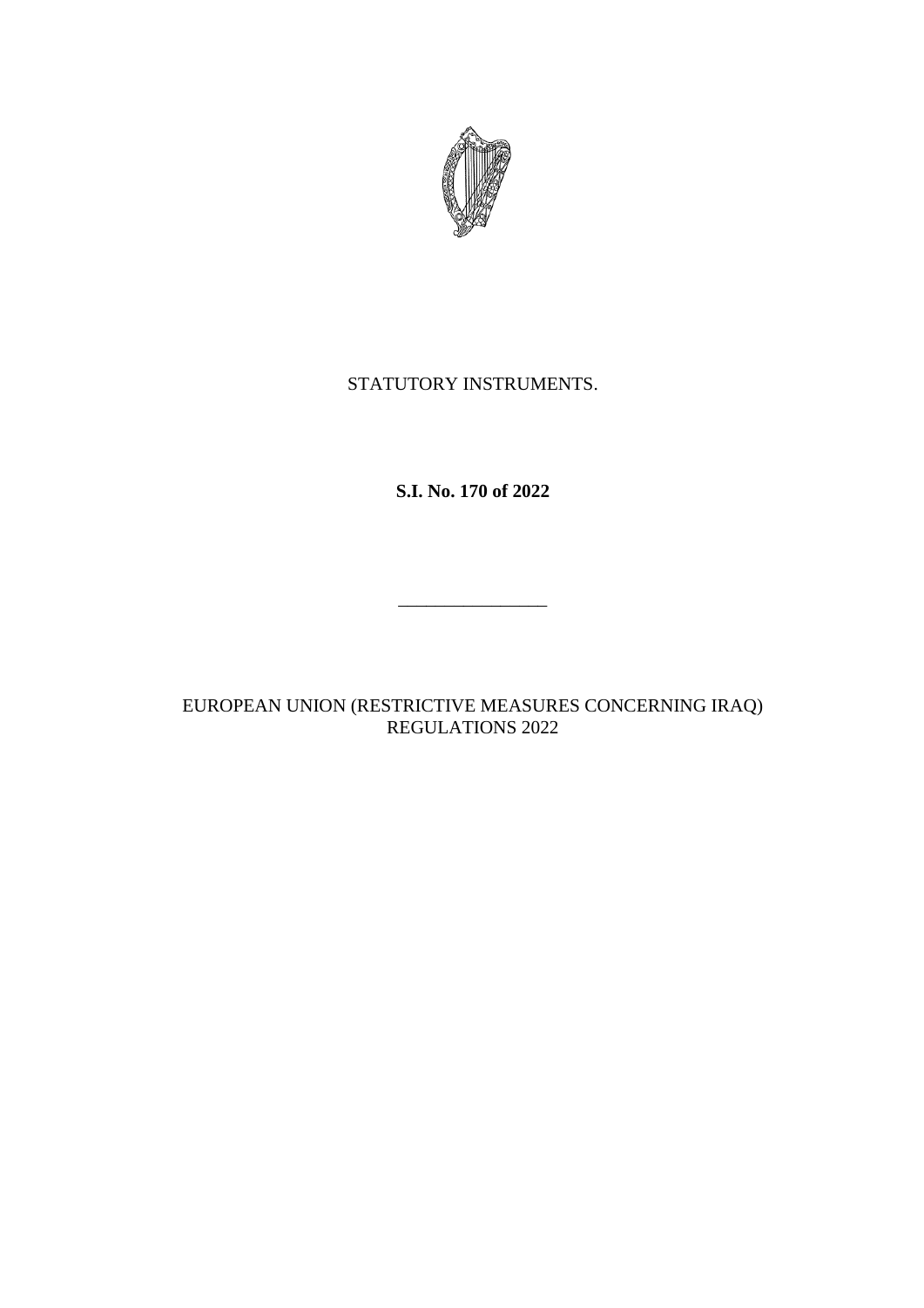STATUTORY INSTRUMENTS.

**S.I. No. 170 of 2022**

---

EUROPEAN UNION (RESTRICTIVE MEASURES CONCERNING IRAQ) REGULATIONS 2022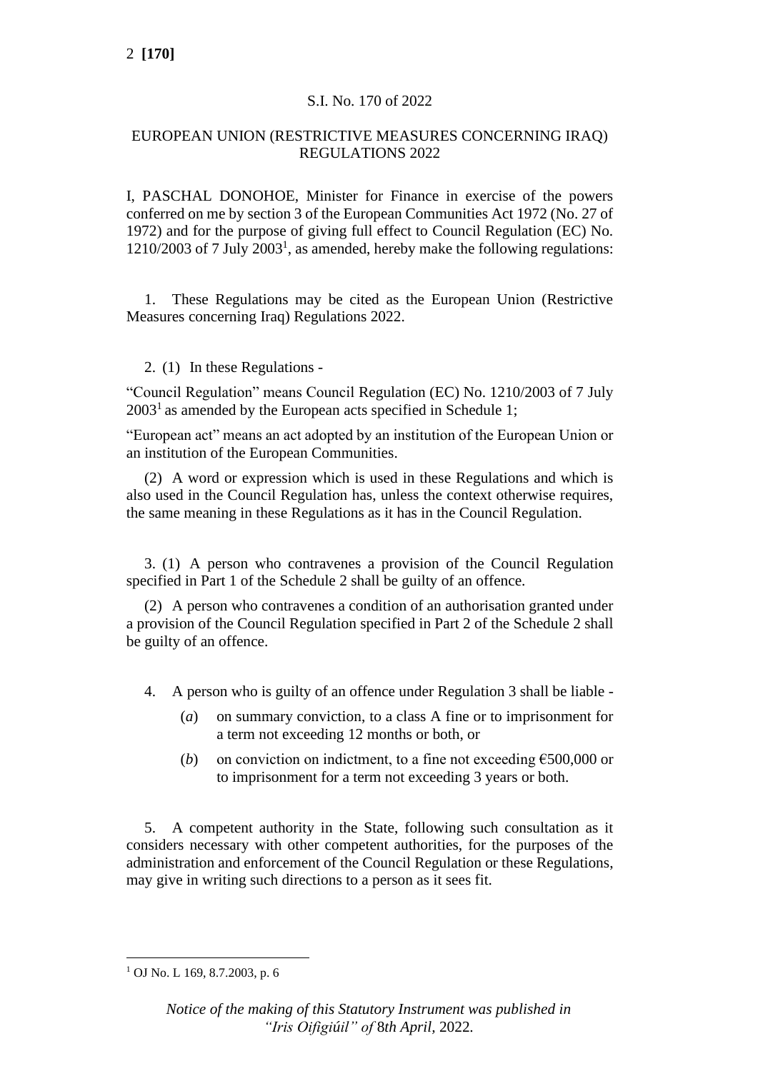S.I. No. 170 of 2022

EUROPEAN UNION (RESTRICTIVE MEASURES CONCERNING IRAQ) REGULATIONS 2022

I, PASCHAL DONOHOE, Minister for Finance in exercise of the powers conferred on me by section 3 of the European Communities Act 1972 (No. 27 of 1972) and for the purpose of giving full effect to Council Regulation (EC) No. 1210/2003 of 7 July 2003[1], as amended, hereby make the following regulations:

1. These Regulations may be cited as the European Union (Restrictive Measures concerning Iraq) Regulations 2022.

2. (1) In these Regulations -

"Council Regulation" means Council Regulation (EC) No. 1210/2003 of 7 July 2003[1] as amended by the European acts specified in Schedule 1;

"European act" means an act adopted by an institution of the European Union or an institution of the European Communities.

(2) A word or expression which is used in these Regulations and which is also used in the Council Regulation has, unless the context otherwise requires, the same meaning in these Regulations as it has in the Council Regulation.

3. (1) A person who contravenes a provision of the Council Regulation specified in Part 1 of the Schedule 2 shall be guilty of an offence.

(2) A person who contravenes a condition of an authorisation granted under a provision of the Council Regulation specified in Part 2 of the Schedule 2 shall be guilty of an offence.

4. A person who is guilty of an offence under Regulation 3 shall be liable -

(*a*) on summary conviction, to a class A fine or to imprisonment for a term not exceeding 12 months or both, or

(*b*) on conviction on indictment, to a fine not exceeding €500,000 or to imprisonment for a term not exceeding 3 years or both.

5. A competent authority in the State, following such consultation as it considers necessary with other competent authorities, for the purposes of the administration and enforcement of the Council Regulation or these Regulations, may give in writing such directions to a person as it sees fit.

[1] OJ No. L 169, 8.7.2003, p. 6

*Notice of the making of this Statutory Instrument was published in "Iris Oifigiúil" of 8th April, 2022.*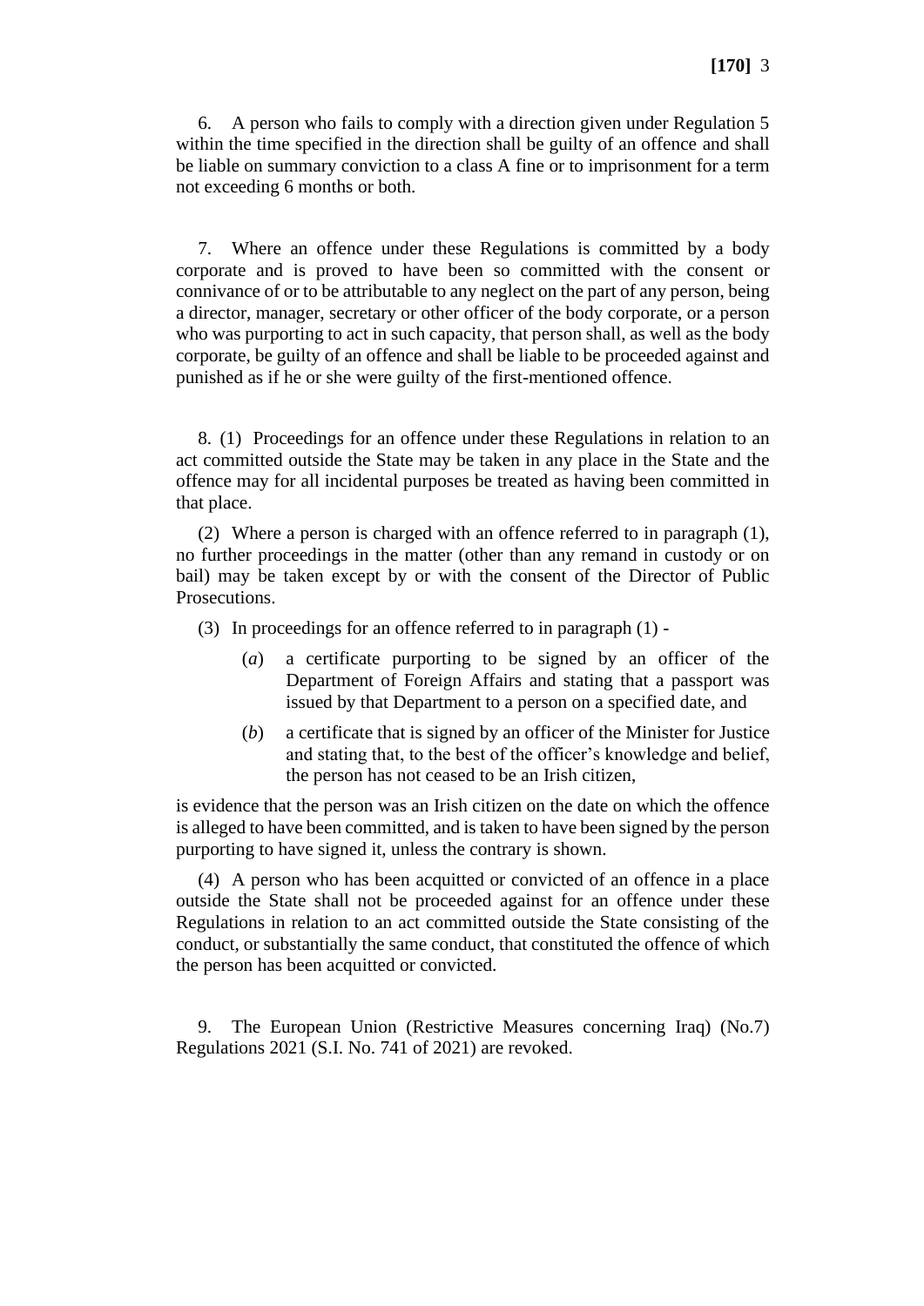6. A person who fails to comply with a direction given under Regulation 5 within the time specified in the direction shall be guilty of an offence and shall be liable on summary conviction to a class A fine or to imprisonment for a term not exceeding 6 months or both.

7. Where an offence under these Regulations is committed by a body corporate and is proved to have been so committed with the consent or connivance of or to be attributable to any neglect on the part of any person, being a director, manager, secretary or other officer of the body corporate, or a person who was purporting to act in such capacity, that person shall, as well as the body corporate, be guilty of an offence and shall be liable to be proceeded against and punished as if he or she were guilty of the first-mentioned offence.

8. (1) Proceedings for an offence under these Regulations in relation to an act committed outside the State may be taken in any place in the State and the offence may for all incidental purposes be treated as having been committed in that place.

(2) Where a person is charged with an offence referred to in paragraph (1), no further proceedings in the matter (other than any remand in custody or on bail) may be taken except by or with the consent of the Director of Public Prosecutions.

(3) In proceedings for an offence referred to in paragraph (1) -

(*a*) a certificate purporting to be signed by an officer of the Department of Foreign Affairs and stating that a passport was issued by that Department to a person on a specified date, and

(*b*) a certificate that is signed by an officer of the Minister for Justice and stating that, to the best of the officer's knowledge and belief, the person has not ceased to be an Irish citizen,

is evidence that the person was an Irish citizen on the date on which the offence is alleged to have been committed, and is taken to have been signed by the person purporting to have signed it, unless the contrary is shown.

(4) A person who has been acquitted or convicted of an offence in a place outside the State shall not be proceeded against for an offence under these Regulations in relation to an act committed outside the State consisting of the conduct, or substantially the same conduct, that constituted the offence of which the person has been acquitted or convicted.

9. The European Union (Restrictive Measures concerning Iraq) (No.7) Regulations 2021 (S.I. No. 741 of 2021) are revoked.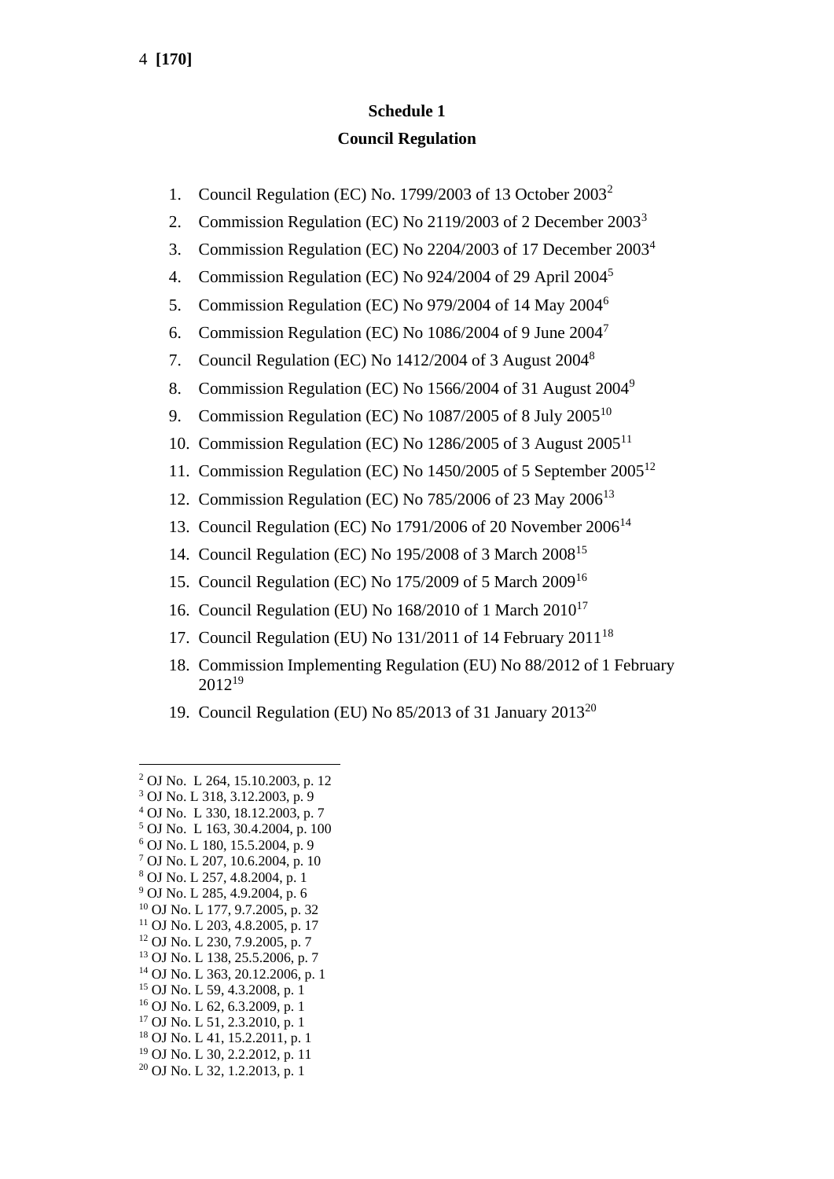## Schedule 1

## Council Regulation

1. Council Regulation (EC) No. 1799/2003 of 13 October 2003[2]
2. Commission Regulation (EC) No 2119/2003 of 2 December 2003[3]
3. Commission Regulation (EC) No 2204/2003 of 17 December 2003[4]
4. Commission Regulation (EC) No 924/2004 of 29 April 2004[5]
5. Commission Regulation (EC) No 979/2004 of 14 May 2004[6]
6. Commission Regulation (EC) No 1086/2004 of 9 June 2004[7]
7. Council Regulation (EC) No 1412/2004 of 3 August 2004[8]
8. Commission Regulation (EC) No 1566/2004 of 31 August 2004[9]
9. Commission Regulation (EC) No 1087/2005 of 8 July 2005[10]
10. Commission Regulation (EC) No 1286/2005 of 3 August 2005[11]
11. Commission Regulation (EC) No 1450/2005 of 5 September 2005[12]
12. Commission Regulation (EC) No 785/2006 of 23 May 2006[13]
13. Council Regulation (EC) No 1791/2006 of 20 November 2006[14]
14. Council Regulation (EC) No 195/2008 of 3 March 2008[15]
15. Council Regulation (EC) No 175/2009 of 5 March 2009[16]
16. Council Regulation (EU) No 168/2010 of 1 March 2010[17]
17. Council Regulation (EU) No 131/2011 of 14 February 2011[18]
18. Commission Implementing Regulation (EU) No 88/2012 of 1 February 2012[19]
19. Council Regulation (EU) No 85/2013 of 31 January 2013[20]

---

[2] OJ No. L 264, 15.10.2003, p. 12
[3] OJ No. L 318, 3.12.2003, p. 9
[4] OJ No. L 330, 18.12.2003, p. 7
[5] OJ No. L 163, 30.4.2004, p. 100
[6] OJ No. L 180, 15.5.2004, p. 9
[7] OJ No. L 207, 10.6.2004, p. 10
[8] OJ No. L 257, 4.8.2004, p. 1
[9] OJ No. L 285, 4.9.2004, p. 6
[10] OJ No. L 177, 9.7.2005, p. 32
[11] OJ No. L 203, 4.8.2005, p. 17
[12] OJ No. L 230, 7.9.2005, p. 7
[13] OJ No. L 138, 25.5.2006, p. 7
[14] OJ No. L 363, 20.12.2006, p. 1
[15] OJ No. L 59, 4.3.2008, p. 1
[16] OJ No. L 62, 6.3.2009, p. 1
[17] OJ No. L 51, 2.3.2010, p. 1
[18] OJ No. L 41, 15.2.2011, p. 1
[19] OJ No. L 30, 2.2.2012, p. 11
[20] OJ No. L 32, 1.2.2013, p. 1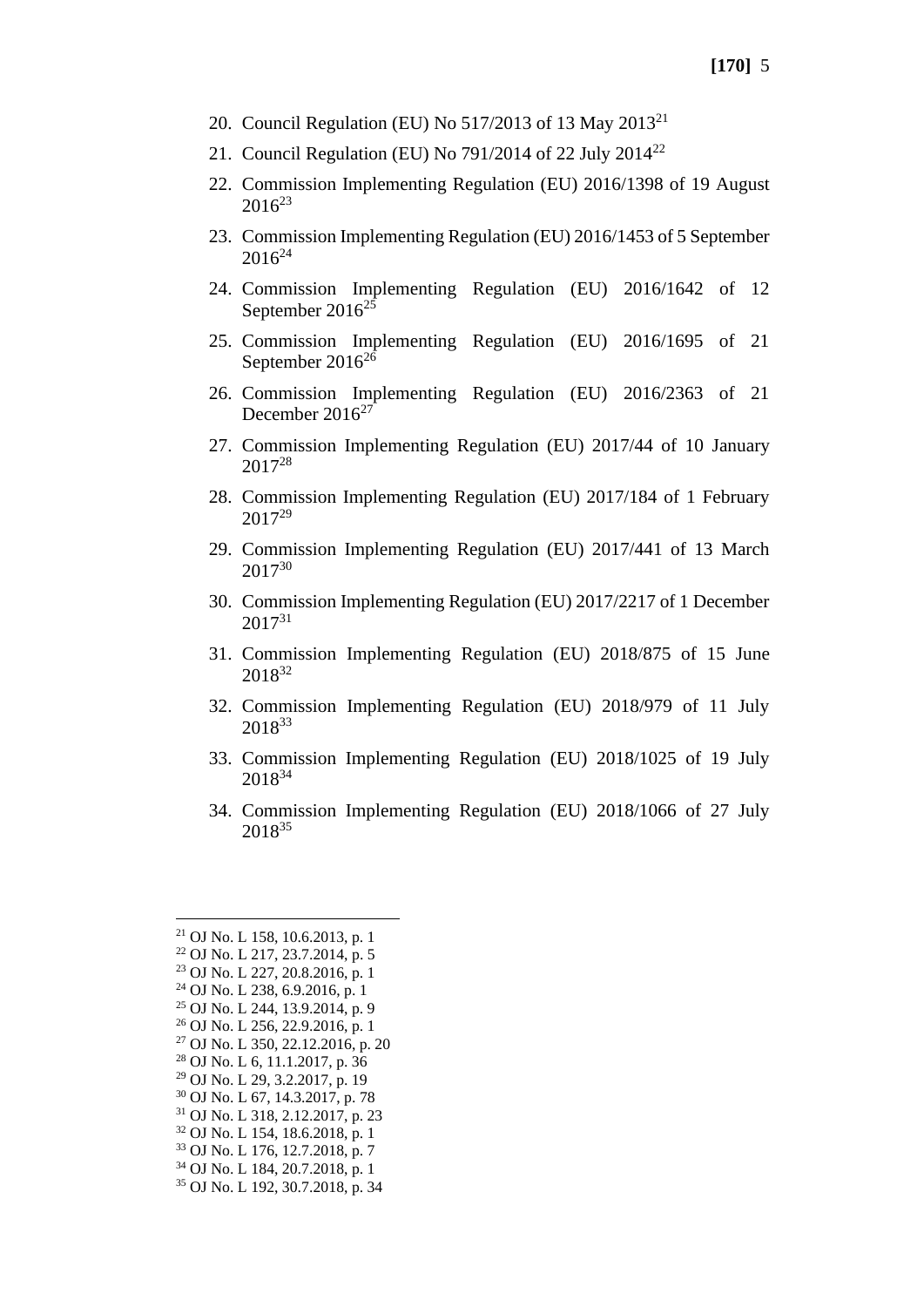20. Council Regulation (EU) No 517/2013 of 13 May 2013[21]
21. Council Regulation (EU) No 791/2014 of 22 July 2014[22]
22. Commission Implementing Regulation (EU) 2016/1398 of 19 August 2016[23]
23. Commission Implementing Regulation (EU) 2016/1453 of 5 September 2016[24]
24. Commission Implementing Regulation (EU) 2016/1642 of 12 September 2016[25]
25. Commission Implementing Regulation (EU) 2016/1695 of 21 September 2016[26]
26. Commission Implementing Regulation (EU) 2016/2363 of 21 December 2016[27]
27. Commission Implementing Regulation (EU) 2017/44 of 10 January 2017[28]
28. Commission Implementing Regulation (EU) 2017/184 of 1 February 2017[29]
29. Commission Implementing Regulation (EU) 2017/441 of 13 March 2017[30]
30. Commission Implementing Regulation (EU) 2017/2217 of 1 December 2017[31]
31. Commission Implementing Regulation (EU) 2018/875 of 15 June 2018[32]
32. Commission Implementing Regulation (EU) 2018/979 of 11 July 2018[33]
33. Commission Implementing Regulation (EU) 2018/1025 of 19 July 2018[34]
34. Commission Implementing Regulation (EU) 2018/1066 of 27 July 2018[35]

---

[21] OJ No. L 158, 10.6.2013, p. 1
[22] OJ No. L 217, 23.7.2014, p. 5
[23] OJ No. L 227, 20.8.2016, p. 1
[24] OJ No. L 238, 6.9.2016, p. 1
[25] OJ No. L 244, 13.9.2014, p. 9
[26] OJ No. L 256, 22.9.2016, p. 1
[27] OJ No. L 350, 22.12.2016, p. 20
[28] OJ No. L 6, 11.1.2017, p. 36
[29] OJ No. L 29, 3.2.2017, p. 19
[30] OJ No. L 67, 14.3.2017, p. 78
[31] OJ No. L 318, 2.12.2017, p. 23
[32] OJ No. L 154, 18.6.2018, p. 1
[33] OJ No. L 176, 12.7.2018, p. 7
[34] OJ No. L 184, 20.7.2018, p. 1
[35] OJ No. L 192, 30.7.2018, p. 34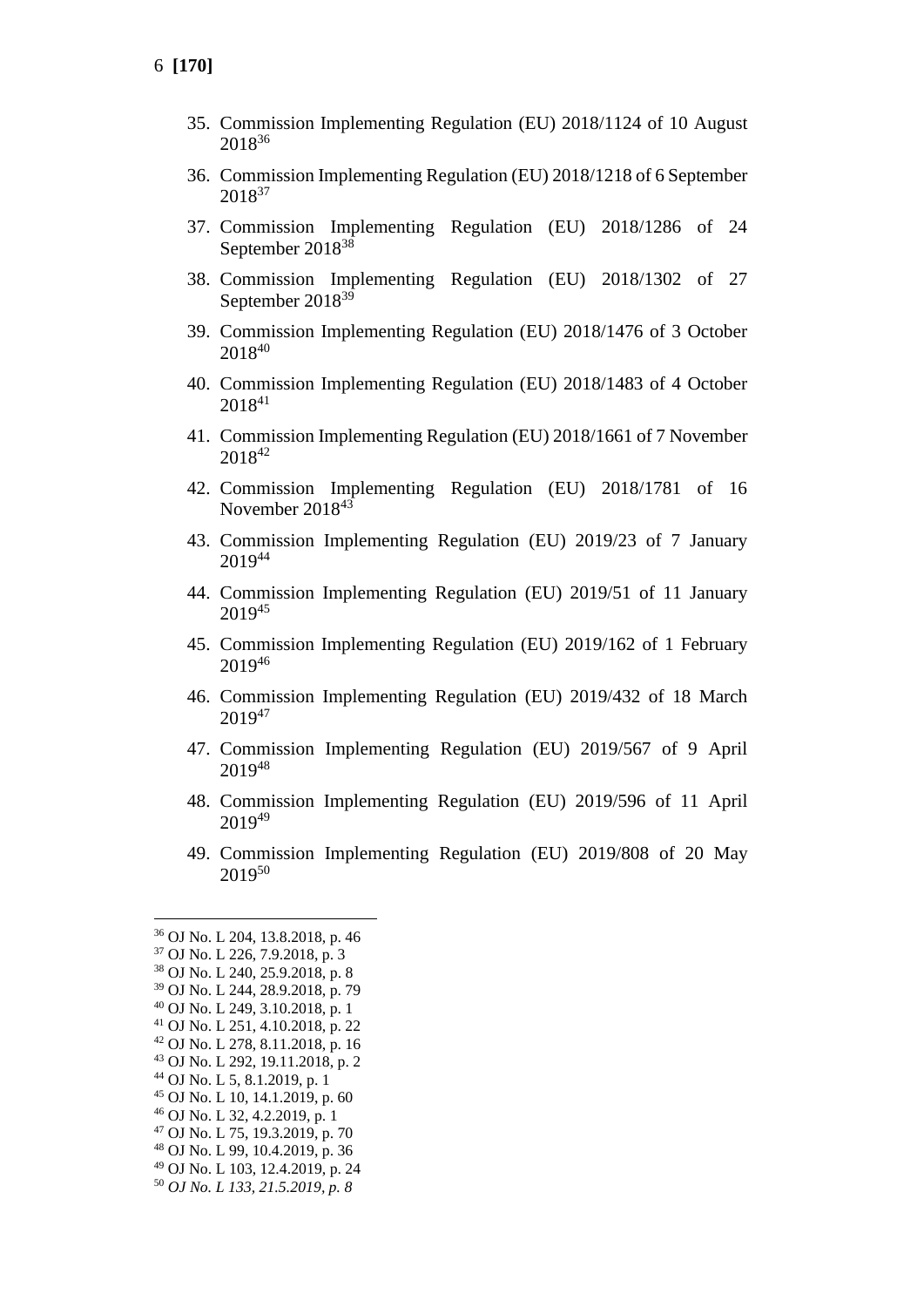35. Commission Implementing Regulation (EU) 2018/1124 of 10 August 2018[36]

36. Commission Implementing Regulation (EU) 2018/1218 of 6 September 2018[37]

37. Commission Implementing Regulation (EU) 2018/1286 of 24 September 2018[38]

38. Commission Implementing Regulation (EU) 2018/1302 of 27 September 2018[39]

39. Commission Implementing Regulation (EU) 2018/1476 of 3 October 2018[40]

40. Commission Implementing Regulation (EU) 2018/1483 of 4 October 2018[41]

41. Commission Implementing Regulation (EU) 2018/1661 of 7 November 2018[42]

42. Commission Implementing Regulation (EU) 2018/1781 of 16 November 2018[43]

43. Commission Implementing Regulation (EU) 2019/23 of 7 January 2019[44]

44. Commission Implementing Regulation (EU) 2019/51 of 11 January 2019[45]

45. Commission Implementing Regulation (EU) 2019/162 of 1 February 2019[46]

46. Commission Implementing Regulation (EU) 2019/432 of 18 March 2019[47]

47. Commission Implementing Regulation (EU) 2019/567 of 9 April 2019[48]

48. Commission Implementing Regulation (EU) 2019/596 of 11 April 2019[49]

49. Commission Implementing Regulation (EU) 2019/808 of 20 May 2019[50]

---

[36] OJ No. L 204, 13.8.2018, p. 46
[37] OJ No. L 226, 7.9.2018, p. 3
[38] OJ No. L 240, 25.9.2018, p. 8
[39] OJ No. L 244, 28.9.2018, p. 79
[40] OJ No. L 249, 3.10.2018, p. 1
[41] OJ No. L 251, 4.10.2018, p. 22
[42] OJ No. L 278, 8.11.2018, p. 16
[43] OJ No. L 292, 19.11.2018, p. 2
[44] OJ No. L 5, 8.1.2019, p. 1
[45] OJ No. L 10, 14.1.2019, p. 60
[46] OJ No. L 32, 4.2.2019, p. 1
[47] OJ No. L 75, 19.3.2019, p. 70
[48] OJ No. L 99, 10.4.2019, p. 36
[49] OJ No. L 103, 12.4.2019, p. 24
[50] *OJ No. L 133, 21.5.2019, p. 8*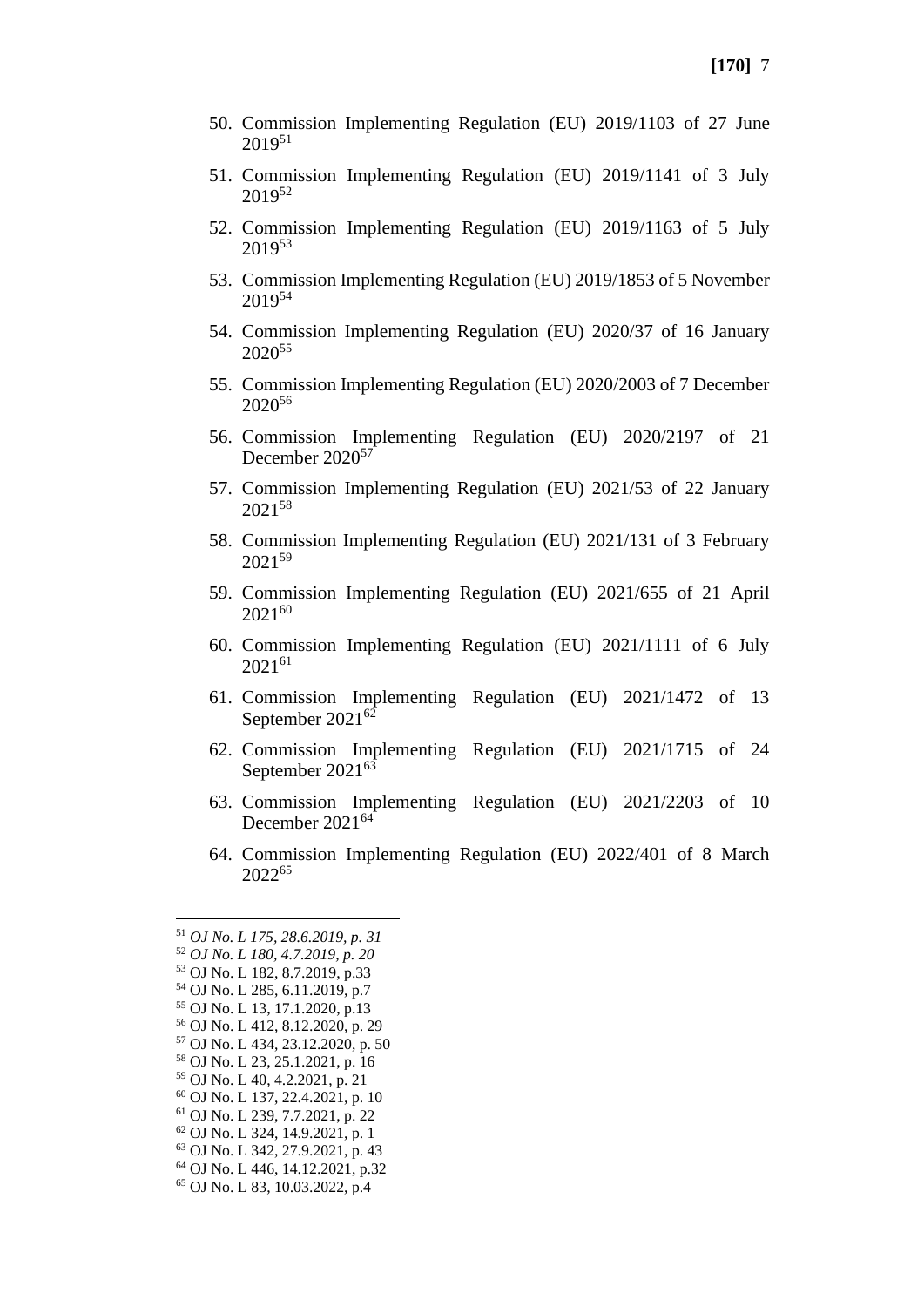50. Commission Implementing Regulation (EU) 2019/1103 of 27 June 2019[51]

51. Commission Implementing Regulation (EU) 2019/1141 of 3 July 2019[52]

52. Commission Implementing Regulation (EU) 2019/1163 of 5 July 2019[53]

53. Commission Implementing Regulation (EU) 2019/1853 of 5 November 2019[54]

54. Commission Implementing Regulation (EU) 2020/37 of 16 January 2020[55]

55. Commission Implementing Regulation (EU) 2020/2003 of 7 December 2020[56]

56. Commission Implementing Regulation (EU) 2020/2197 of 21 December 2020[57]

57. Commission Implementing Regulation (EU) 2021/53 of 22 January 2021[58]

58. Commission Implementing Regulation (EU) 2021/131 of 3 February 2021[59]

59. Commission Implementing Regulation (EU) 2021/655 of 21 April 2021[60]

60. Commission Implementing Regulation (EU) 2021/1111 of 6 July 2021[61]

61. Commission Implementing Regulation (EU) 2021/1472 of 13 September 2021[62]

62. Commission Implementing Regulation (EU) 2021/1715 of 24 September 2021[63]

63. Commission Implementing Regulation (EU) 2021/2203 of 10 December 2021[64]

64. Commission Implementing Regulation (EU) 2022/401 of 8 March 2022[65]

---

[51] *OJ No. L 175, 28.6.2019, p. 31*
[52] *OJ No. L 180, 4.7.2019, p. 20*
[53] OJ No. L 182, 8.7.2019, p.33
[54] OJ No. L 285, 6.11.2019, p.7
[55] OJ No. L 13, 17.1.2020, p.13
[56] OJ No. L 412, 8.12.2020, p. 29
[57] OJ No. L 434, 23.12.2020, p. 50
[58] OJ No. L 23, 25.1.2021, p. 16
[59] OJ No. L 40, 4.2.2021, p. 21
[60] OJ No. L 137, 22.4.2021, p. 10
[61] OJ No. L 239, 7.7.2021, p. 22
[62] OJ No. L 324, 14.9.2021, p. 1
[63] OJ No. L 342, 27.9.2021, p. 43
[64] OJ No. L 446, 14.12.2021, p.32
[65] OJ No. L 83, 10.03.2022, p.4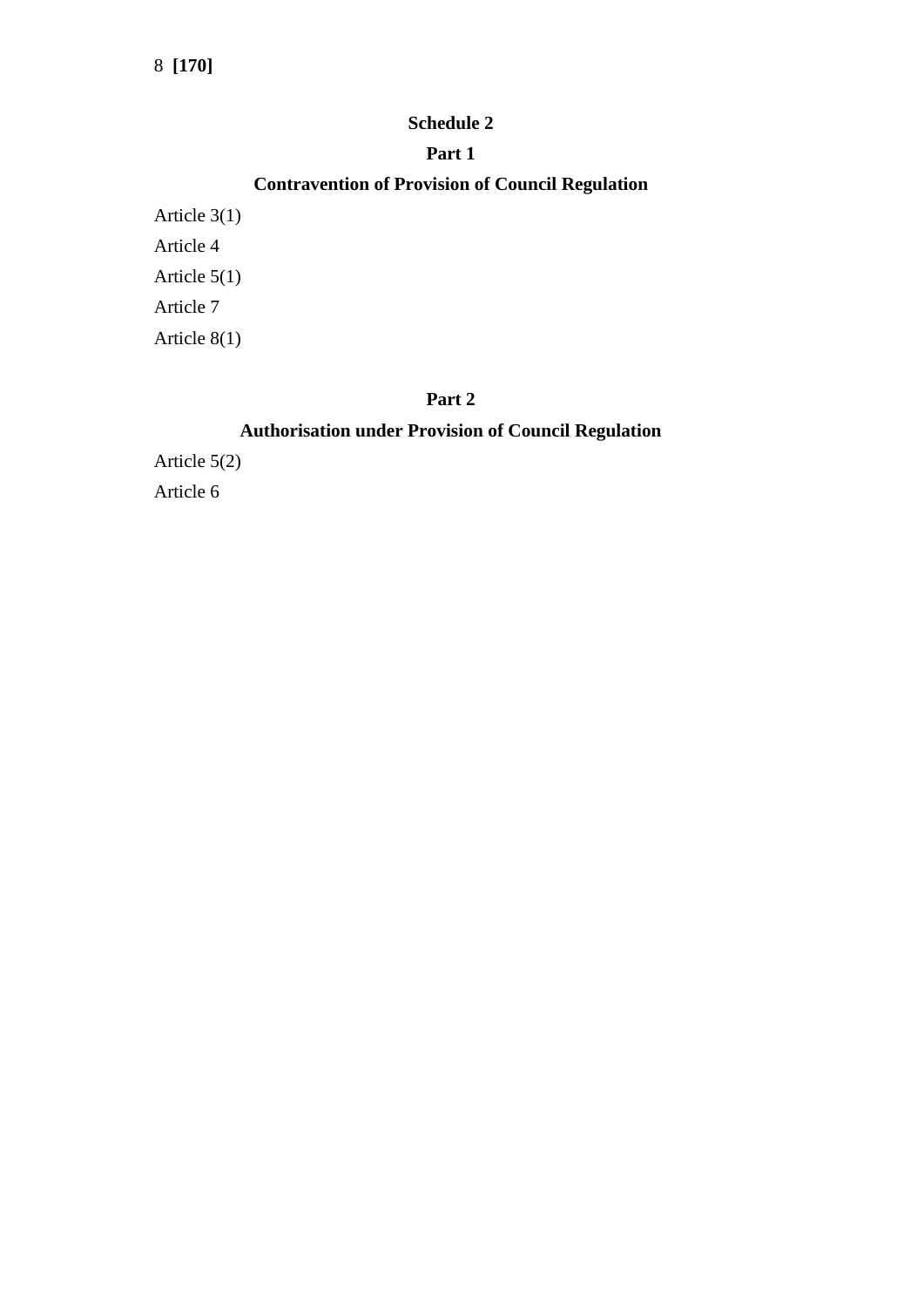## Schedule 2

### Part 1

### Contravention of Provision of Council Regulation

Article 3(1)

Article 4

Article 5(1)

Article 7

Article 8(1)

### Part 2

### Authorisation under Provision of Council Regulation

Article 5(2)

Article 6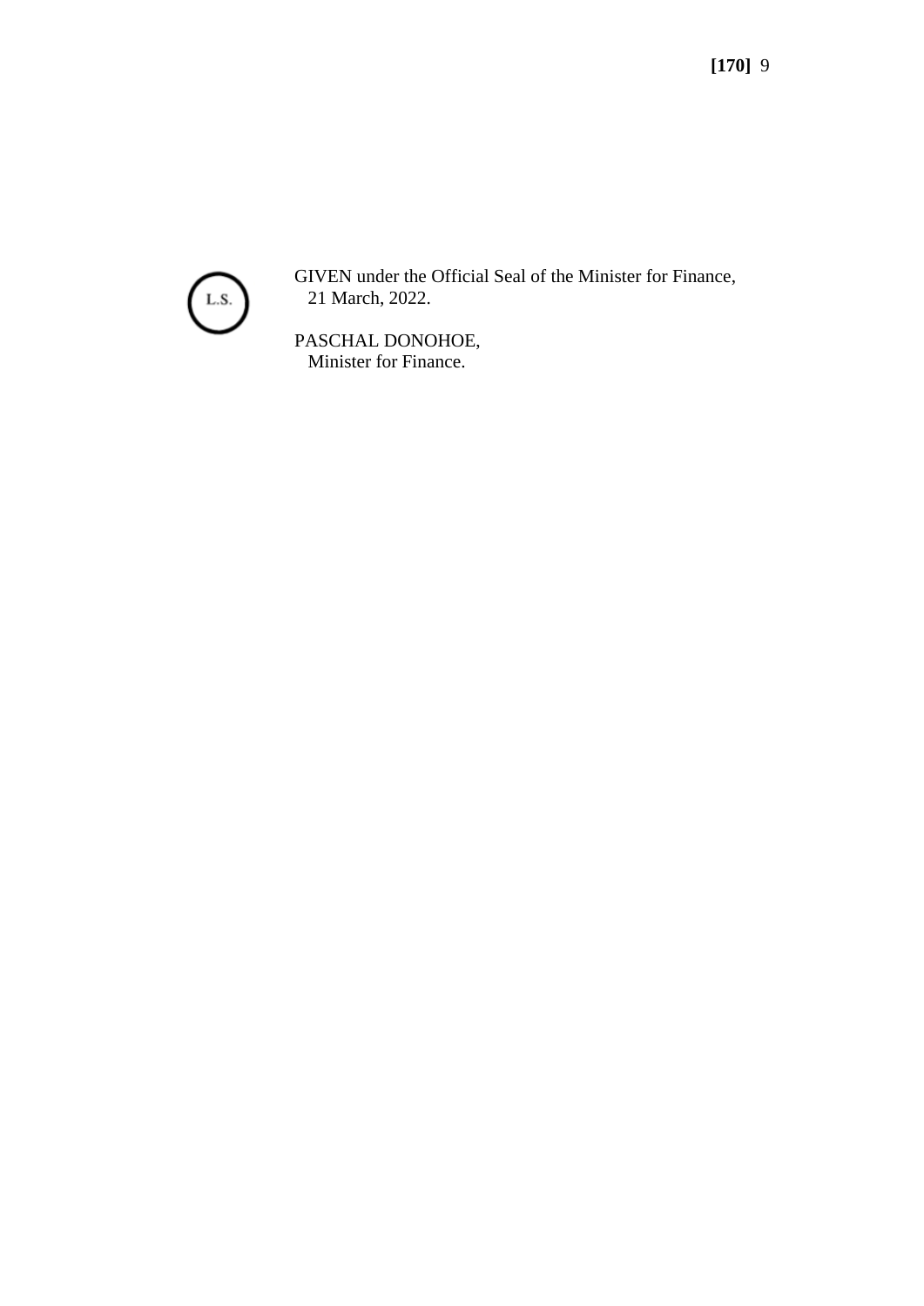L.S.

GIVEN under the Official Seal of the Minister for Finance,
21 March, 2022.

PASCHAL DONOHOE,
Minister for Finance.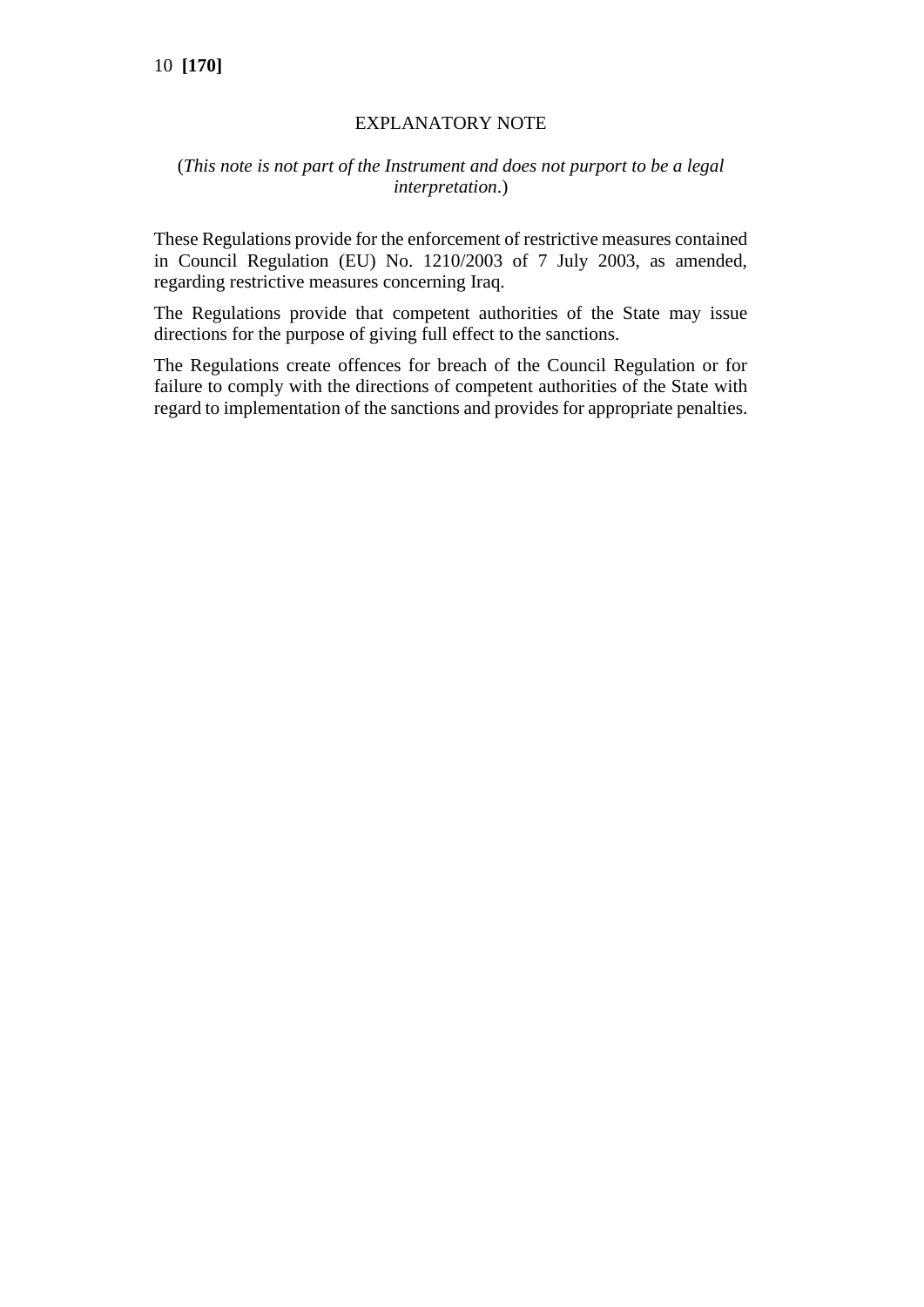## EXPLANATORY NOTE

(*This note is not part of the Instrument and does not purport to be a legal interpretation*.)

These Regulations provide for the enforcement of restrictive measures contained in Council Regulation (EU) No. 1210/2003 of 7 July 2003, as amended, regarding restrictive measures concerning Iraq.

The Regulations provide that competent authorities of the State may issue directions for the purpose of giving full effect to the sanctions.

The Regulations create offences for breach of the Council Regulation or for failure to comply with the directions of competent authorities of the State with regard to implementation of the sanctions and provides for appropriate penalties.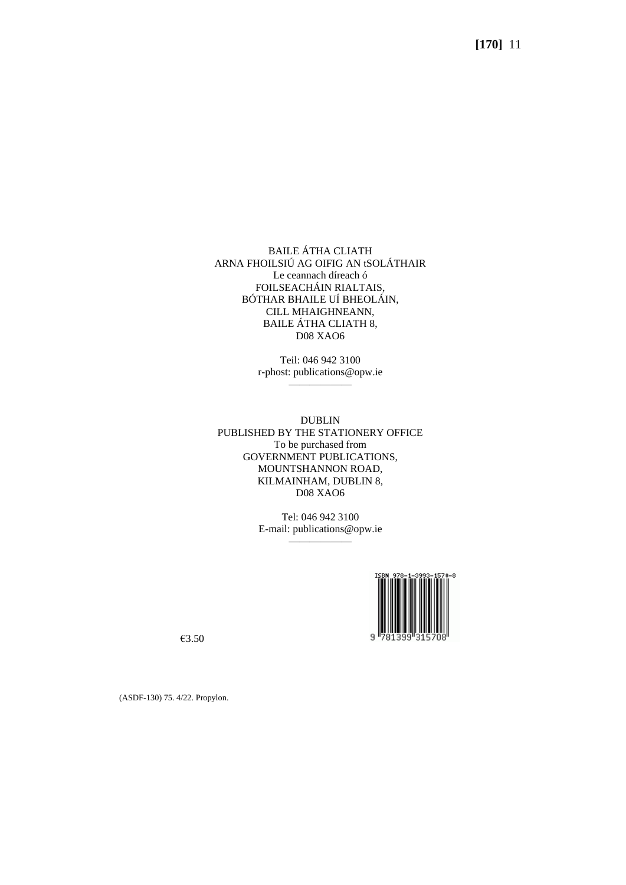BAILE ÁTHA CLIATH
ARNA FHOILSIÚ AG OIFIG AN tSOLÁTHAIR
Le ceannach díreach ó
FOILSEACHÁIN RIALTAIS,
BÓTHAR BHAILE UÍ BHEOLÁIN,
CILL MHAIGHNEANN,
BAILE ÁTHA CLIATH 8,
D08 XAO6

Teil: 046 942 3100
r-phost: publications@opw.ie

---

DUBLIN
PUBLISHED BY THE STATIONERY OFFICE
To be purchased from
GOVERNMENT PUBLICATIONS,
MOUNTSHANNON ROAD,
KILMAINHAM, DUBLIN 8,
D08 XAO6

Tel: 046 942 3100
E-mail: publications@opw.ie

---

ISBN 978-1-3993-1570-8

9 781399 315708

€3.50

(ASDF-130) 75. 4/22. Propylon.